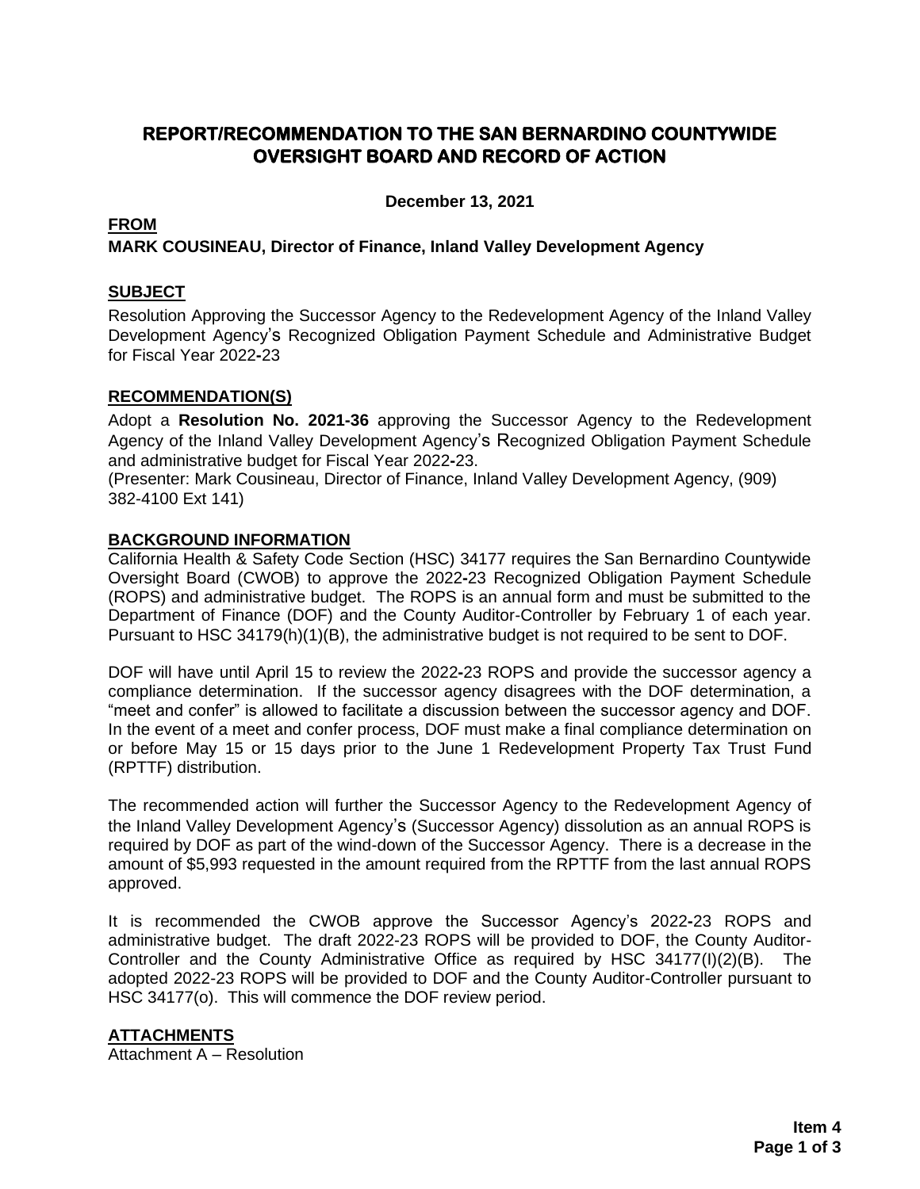# REPORT/RECOMMENDATION TO THE SAN BERNARDINO COUNTYWIDE OVERSIGHT BOARD AND RECORD OF ACTION

**December 13, 2021**

**FROM**

**MARK COUSINEAU, Director of Finance, Inland Valley Development Agency**

**SUBJECT**

Resolution Approving the Successor Agency to the Redevelopment Agency of the Inland Valley Development Agency's Recognized Obligation Payment Schedule and Administrative Budget for Fiscal Year 2022-23

**RECOMMENDATION(S)**

Adopt a **Resolution No. 2021-36** approving the Successor Agency to the Redevelopment Agency of the Inland Valley Development Agency's Recognized Obligation Payment Schedule and administrative budget for Fiscal Year 2022-23.

(Presenter: Mark Cousineau, Director of Finance, Inland Valley Development Agency, (909) 382-4100 Ext 141)

**BACKGROUND INFORMATION**

California Health & Safety Code Section (HSC) 34177 requires the San Bernardino Countywide Oversight Board (CWOB) to approve the 2022-23 Recognized Obligation Payment Schedule (ROPS) and administrative budget. The ROPS is an annual form and must be submitted to the Department of Finance (DOF) and the County Auditor-Controller by February 1 of each year. Pursuant to HSC 34179(h)(1)(B), the administrative budget is not required to be sent to DOF.

DOF will have until April 15 to review the 2022-23 ROPS and provide the successor agency a compliance determination. If the successor agency disagrees with the DOF determination, a "meet and confer" is allowed to facilitate a discussion between the successor agency and DOF. In the event of a meet and confer process, DOF must make a final compliance determination on or before May 15 or 15 days prior to the June 1 Redevelopment Property Tax Trust Fund (RPTTF) distribution.

The recommended action will further the Successor Agency to the Redevelopment Agency of the Inland Valley Development Agency's (Successor Agency) dissolution as an annual ROPS is required by DOF as part of the wind-down of the Successor Agency. There is a decrease in the amount of $5,993 requested in the amount required from the RPTTF from the last annual ROPS approved.

It is recommended the CWOB approve the Successor Agency's 2022-23 ROPS and administrative budget. The draft 2022-23 ROPS will be provided to DOF, the County Auditor-Controller and the County Administrative Office as required by HSC 34177(I)(2)(B). The adopted 2022-23 ROPS will be provided to DOF and the County Auditor-Controller pursuant to HSC 34177(o). This will commence the DOF review period.

**ATTACHMENTS**

Attachment A – Resolution

**Item 4**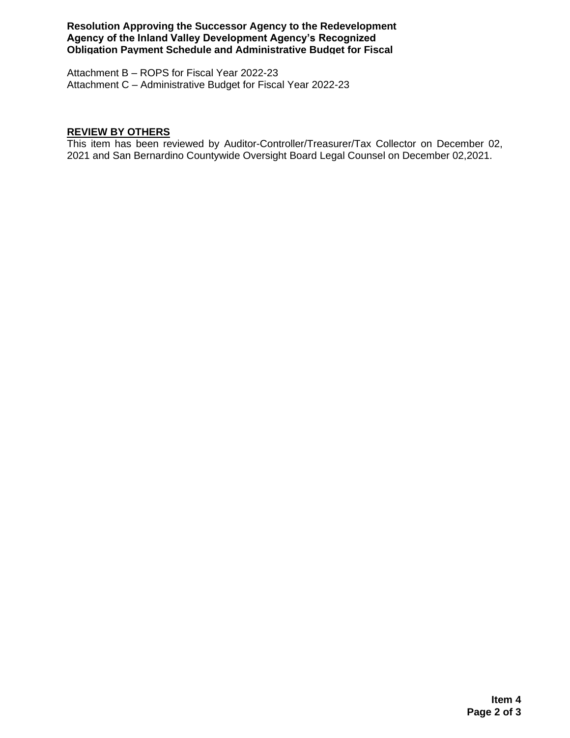Attachment B – ROPS for Fiscal Year 2022-23
Attachment C – Administrative Budget for Fiscal Year 2022-23

**REVIEW BY OTHERS**

This item has been reviewed by Auditor-Controller/Treasurer/Tax Collector on December 02, 2021 and San Bernardino Countywide Oversight Board Legal Counsel on December 02,2021.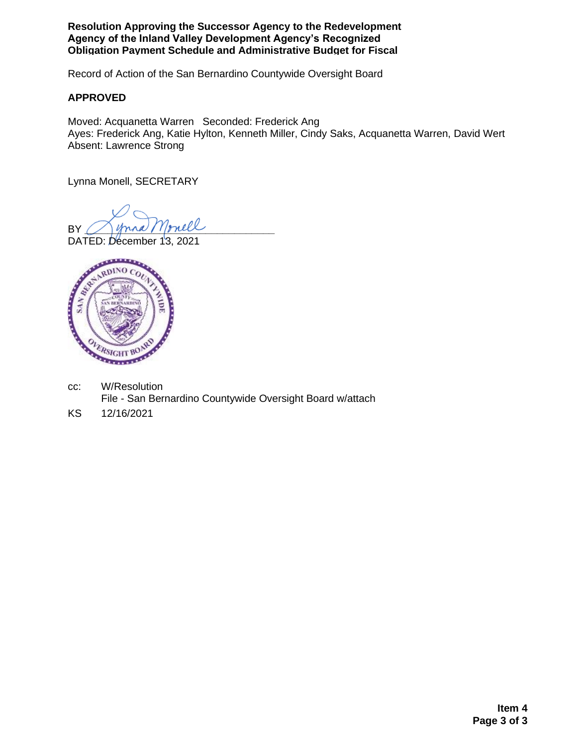**Resolution Approving the Successor Agency to the Redevelopment Agency of the Inland Valley Development Agency's Recognized Obligation Payment Schedule and Administrative Budget for Fiscal**

Record of Action of the San Bernardino Countywide Oversight Board

**APPROVED**

Moved: Acquanetta Warren   Seconded: Frederick Ang
Ayes: Frederick Ang, Katie Hylton, Kenneth Miller, Cindy Saks, Acquanetta Warren, David Wert
Absent: Lawrence Strong

Lynna Monell, SECRETARY

BY _Lynna Monell_
DATED: December 13, 2021

cc: W/Resolution
File - San Bernardino Countywide Oversight Board w/attach

KS 12/16/2021

**Item 4**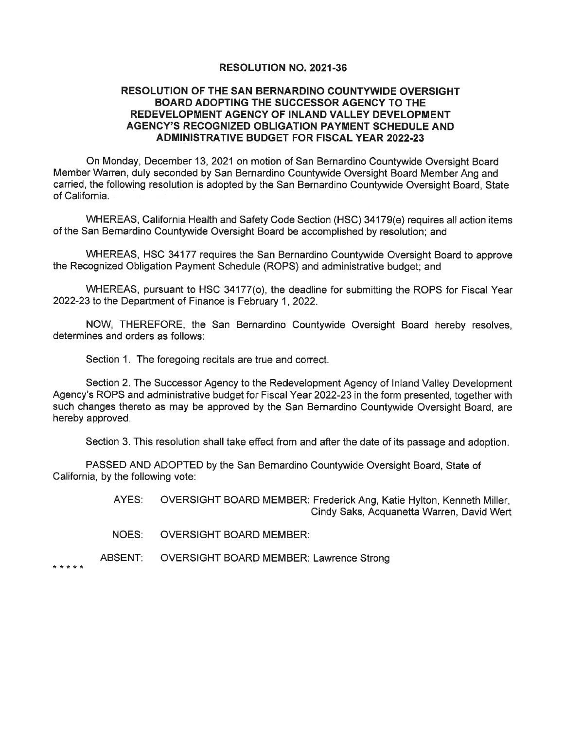**RESOLUTION NO. 2021-36**

**RESOLUTION OF THE SAN BERNARDINO COUNTYWIDE OVERSIGHT BOARD ADOPTING THE SUCCESSOR AGENCY TO THE REDEVELOPMENT AGENCY OF INLAND VALLEY DEVELOPMENT AGENCY'S RECOGNIZED OBLIGATION PAYMENT SCHEDULE AND ADMINISTRATIVE BUDGET FOR FISCAL YEAR 2022-23**

On Monday, December 13, 2021 on motion of San Bernardino Countywide Oversight Board Member Warren, duly seconded by San Bernardino Countywide Oversight Board Member Ang and carried, the following resolution is adopted by the San Bernardino Countywide Oversight Board, State of California.

WHEREAS, California Health and Safety Code Section (HSC) 34179(e) requires all action items of the San Bernardino Countywide Oversight Board be accomplished by resolution; and

WHEREAS, HSC 34177 requires the San Bernardino Countywide Oversight Board to approve the Recognized Obligation Payment Schedule (ROPS) and administrative budget; and

WHEREAS, pursuant to HSC 34177(o), the deadline for submitting the ROPS for Fiscal Year 2022-23 to the Department of Finance is February 1, 2022.

NOW, THEREFORE, the San Bernardino Countywide Oversight Board hereby resolves, determines and orders as follows:

Section 1. The foregoing recitals are true and correct.

Section 2. The Successor Agency to the Redevelopment Agency of Inland Valley Development Agency's ROPS and administrative budget for Fiscal Year 2022-23 in the form presented, together with such changes thereto as may be approved by the San Bernardino Countywide Oversight Board, are hereby approved.

Section 3. This resolution shall take effect from and after the date of its passage and adoption.

PASSED AND ADOPTED by the San Bernardino Countywide Oversight Board, State of California, by the following vote:

AYES: OVERSIGHT BOARD MEMBER: Frederick Ang, Katie Hylton, Kenneth Miller, Cindy Saks, Acquanetta Warren, David Wert

NOES: OVERSIGHT BOARD MEMBER:

ABSENT: OVERSIGHT BOARD MEMBER: Lawrence Strong

\* \* \* \* \*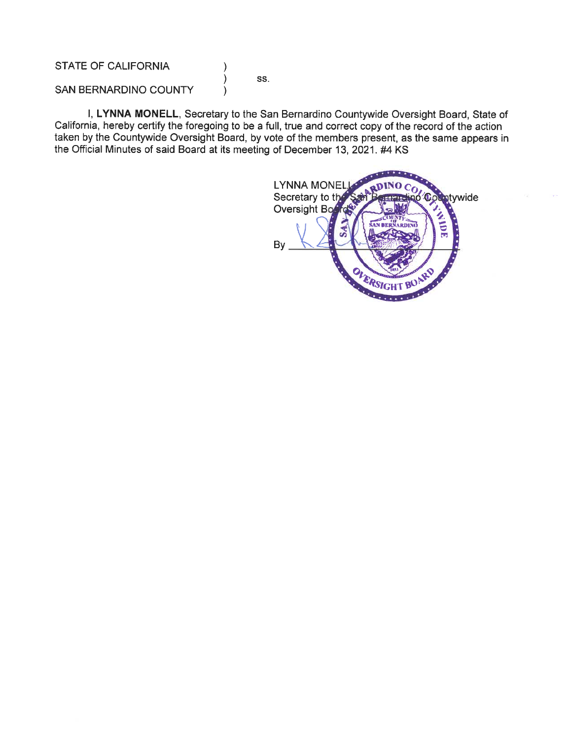STATE OF CALIFORNIA )
) ss.
SAN BERNARDINO COUNTY )

I, **LYNNA MONELL**, Secretary to the San Bernardino Countywide Oversight Board, State of California, hereby certify the foregoing to be a full, true and correct copy of the record of the action taken by the Countywide Oversight Board, by vote of the members present, as the same appears in the Official Minutes of said Board at its meeting of December 13, 2021. #4 KS

LYNNA MONELL
Secretary to the San Bernardino Countywide Oversight Board

By ______________________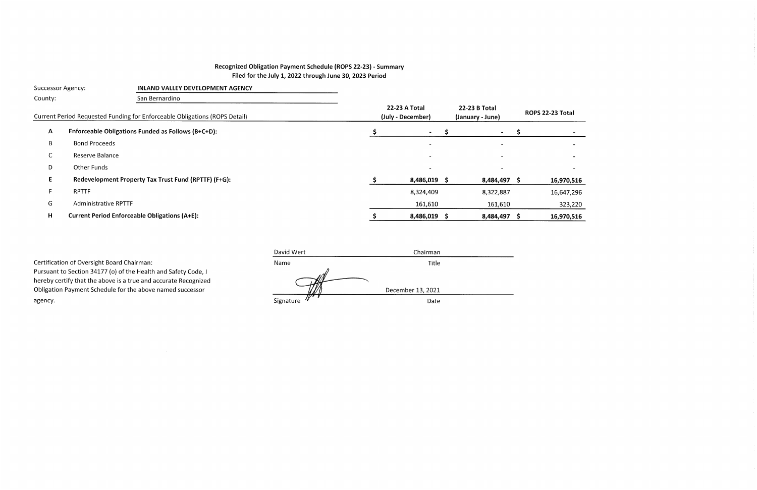## Recognized Obligation Payment Schedule (ROPS 22-23) - Summary

**Filed for the July 1, 2022 through June 30, 2023 Period**

Successor Agency: **INLAND VALLEY DEVELOPMENT AGENCY**

County: San Bernardino

| | Current Period Requested Funding for Enforceable Obligations (ROPS Detail) | 22-23 A Total (July - December) | 22-23 B Total (January - June) | ROPS 22-23 Total |
|---|---|---|---|---|
| **A** | **Enforceable Obligations Funded as Follows (B+C+D):** | **$ -** | **$ -** | **$ -** |
| B | Bond Proceeds | - | - | - |
| C | Reserve Balance | - | - | - |
| D | Other Funds | - | - | - |
| **E** | **Redevelopment Property Tax Trust Fund (RPTTF) (F+G):** | **$ 8,486,019** | **$ 8,484,497** | **$ 16,970,516** |
| F | RPTTF | 8,324,409 | 8,322,887 | 16,647,296 |
| G | Administrative RPTTF | 161,610 | 161,610 | 323,220 |
| **H** | **Current Period Enforceable Obligations (A+E):** | **$ 8,486,019** | **$ 8,484,497** | **$ 16,970,516** |

Certification of Oversight Board Chairman:
Pursuant to Section 34177 (o) of the Health and Safety Code, I hereby certify that the above is a true and accurate Recognized Obligation Payment Schedule for the above named successor agency.

| David Wert | Chairman |
|---|---|
| Name | Title |
| [Signature] | December 13, 2021 |
| Signature | Date |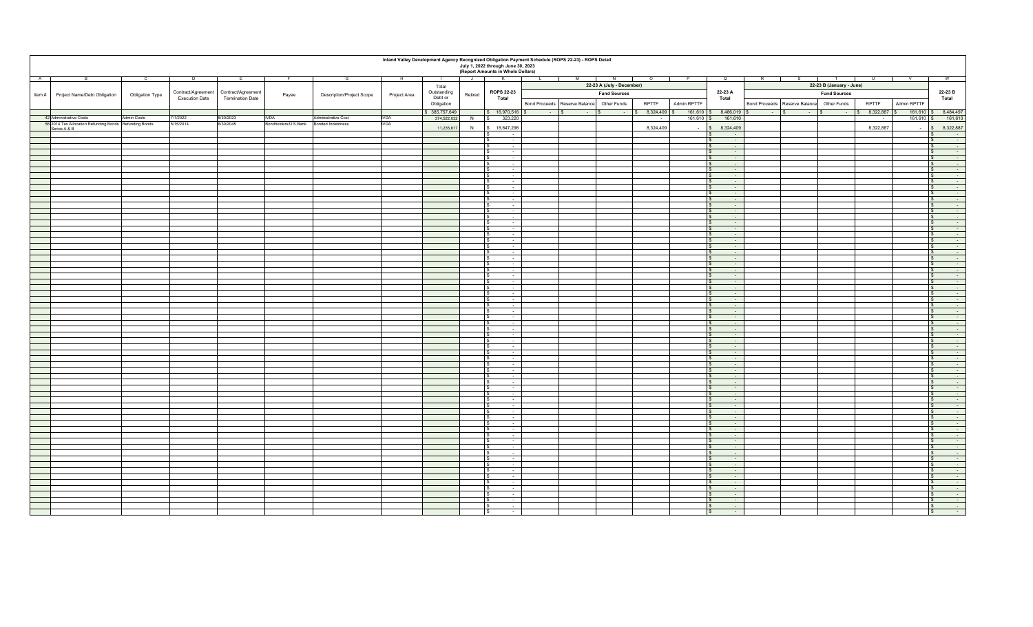# Inland Valley Development Agency Recognized Obligation Payment Schedule (ROPS 22-23) - ROPS Detail

July 1, 2022 through June 30, 2023

(Report Amounts in Whole Dollars)

| A | B | C | D | E | F | G | H | I | J | K | L | M | N | O | P | Q | R | S | T | U | V | W |
|---|---|---|---|---|---|---|---|---|---|---|---|---|---|---|---|---|---|---|---|---|---|---|
| | | | | | | | | | | | 22-23 A (July - December) | | | | | | 22-23 B (January - June) | | | | | |
| | | | | | | | | | | | Fund Sources | | | | | | Fund Sources | | | | | |
| Item # | Project Name/Debt Obligation | Obligation Type | Contract/Agreement Execution Date | Contract/Agreement Termination Date | Payee | Description/Project Scope | Project Area | Total Outstanding Debt or Obligation | Retired | ROPS 22-23 Total | Bond Proceeds | Reserve Balance | Other Funds | RPTTF | Admin RPTTF | 22-23 A Total | Bond Proceeds | Reserve Balance | Other Funds | RPTTF | Admin RPTTF | 22-23 B Total |
| | | | | | | | | $ 385,757,649 | | $ 16,970,516 | $ - | $ - | $ - | $ 8,324,409 | $ 161,610 | $ 8,486,019 | $ - | $ - | $ - | $ 8,322,887 | $ 161,610 | $ 8,484,497 |
| 42 | Administrative Costs | Admin Costs | 7/1/2022 | 6/30/2023 | IVDA | Administrative Cost | IVDA | 374,522,032 | N | $ 323,220 | | | | - | 161,610 | $ 161,610 | | | | - | 161,610 | $ 161,610 |
| 56 | 2014 Tax Allocation Refunding Bonds Series A & B | Refunding Bonds | 5/15/2014 | 6/30/2045 | Bondholders/U.S.Bank | Bonded Indebtness | IVDA | 11,235,617 | N | $ 16,647,296 | | | | 8,324,409 | - | $ 8,324,409 | | | | 8,322,887 | - | $ 8,322,887 |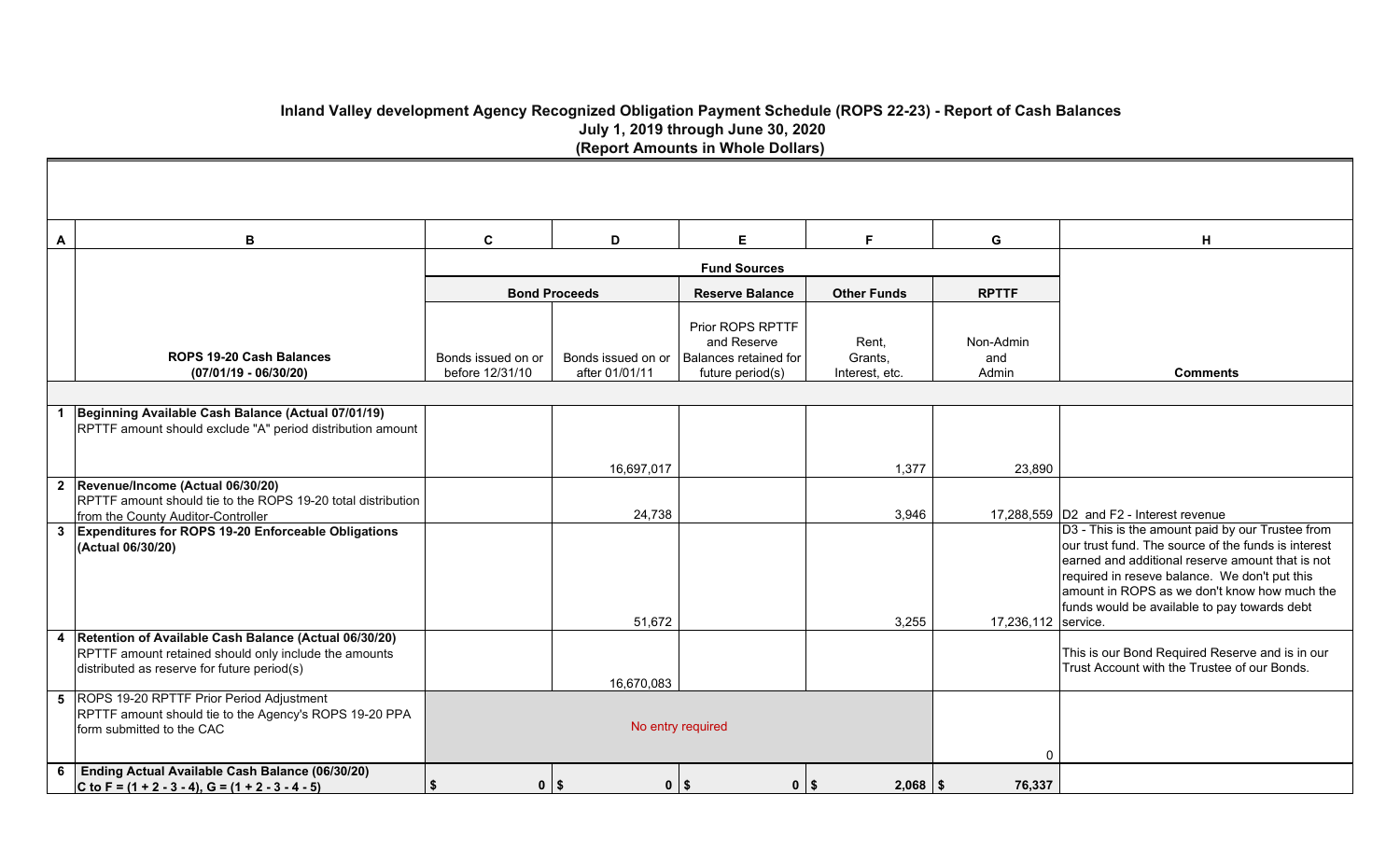## Inland Valley development Agency Recognized Obligation Payment Schedule (ROPS 22-23) - Report of Cash Balances
### July 1, 2019 through June 30, 2020
### (Report Amounts in Whole Dollars)

| A | B | C | D | E | F | G | H |
|---|---|---|---|---|---|---|---|
| | | Fund Sources | | | | | |
| | | Bond Proceeds | | Reserve Balance | Other Funds | RPTTF | |
| | **ROPS 19-20 Cash Balances (07/01/19 - 06/30/20)** | Bonds issued on or before 12/31/10 | Bonds issued on or after 01/01/11 | Prior ROPS RPTTF and Reserve Balances retained for future period(s) | Rent, Grants, Interest, etc. | Non-Admin and Admin | **Comments** |
| 1 | **Beginning Available Cash Balance (Actual 07/01/19)** RPTTF amount should exclude "A" period distribution amount | | 16,697,017 | | 1,377 | 23,890 | |
| 2 | **Revenue/Income (Actual 06/30/20)** RPTTF amount should tie to the ROPS 19-20 total distribution from the County Auditor-Controller | | 24,738 | | 3,946 | 17,288,559 | D2 and F2 - Interest revenue |
| 3 | **Expenditures for ROPS 19-20 Enforceable Obligations (Actual 06/30/20)** | | 51,672 | | 3,255 | 17,236,112 | D3 - This is the amount paid by our Trustee from our trust fund. The source of the funds is interest earned and additional reserve amount that is not required in reseve balance. We don't put this amount in ROPS as we don't know how much the funds would be available to pay towards debt service. |
| 4 | **Retention of Available Cash Balance (Actual 06/30/20)** RPTTF amount retained should only include the amounts distributed as reserve for future period(s) | | 16,670,083 | | | | This is our Bond Required Reserve and is in our Trust Account with the Trustee of our Bonds. |
| 5 | ROPS 19-20 RPTTF Prior Period Adjustment RPTTF amount should tie to the Agency's ROPS 19-20 PPA form submitted to the CAC | No entry required | | | | 0 | |
| 6 | **Ending Actual Available Cash Balance (06/30/20) C to F = (1 + 2 - 3 - 4), G = (1 + 2 - 3 - 4 - 5)** | $ 0 | $ 0 | $ 0 | $ 2,068 | $ 76,337 | |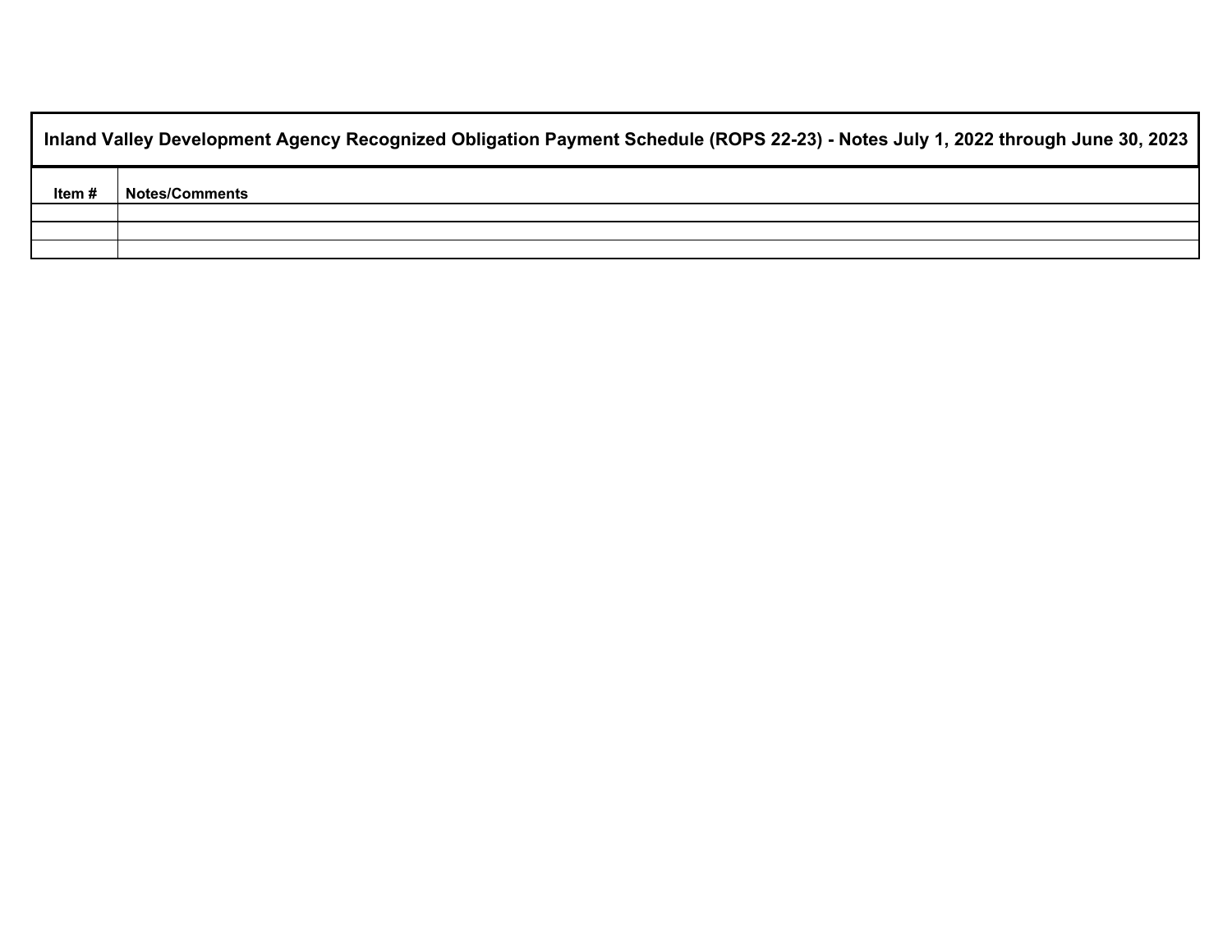# Inland Valley Development Agency Recognized Obligation Payment Schedule (ROPS 22-23) - Notes July 1, 2022 through June 30, 2023

| Item # | Notes/Comments |
|---|---|
| | |
| | |
| | |